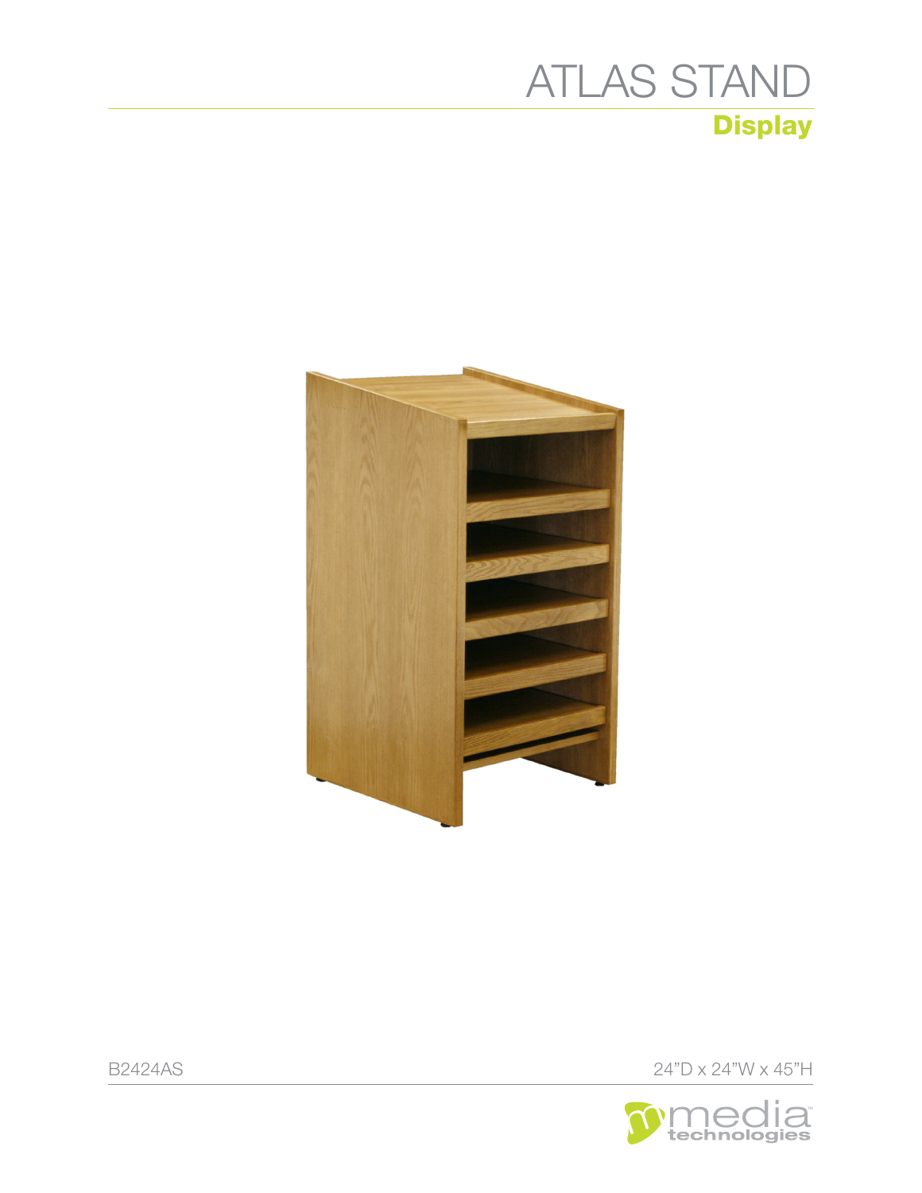# ATLAS STAND

## Display

B2424AS

24"D x 24"W x 45"H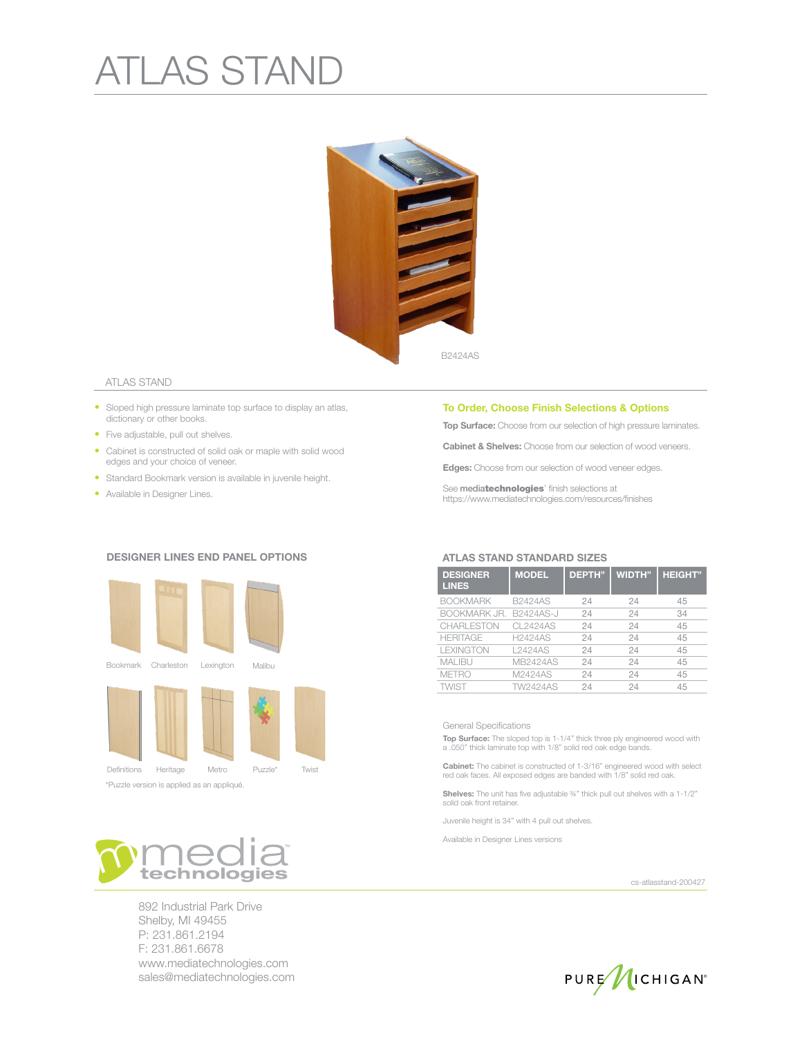# ATLAS STAND

B2424AS

ATLAS STAND

- Sloped high pressure laminate top surface to display an atlas, dictionary or other books.
- Five adjustable, pull out shelves.
- Cabinet is constructed of solid oak or maple with solid wood edges and your choice of veneer.
- Standard Bookmark version is available in juvenile height.
- Available in Designer Lines.

## To Order, Choose Finish Selections & Options

**Top Surface:** Choose from our selection of high pressure laminates.

**Cabinet & Shelves:** Choose from our selection of wood veneers.

**Edges:** Choose from our selection of wood veneer edges.

See **mediatechnologies**' finish selections at https://www.mediatechnologies.com/resources/finishes

## DESIGNER LINES END PANEL OPTIONS

Bookmark, Charleston, Lexington, Malibu

Definitions, Heritage, Metro, Puzzle*, Twist

*Puzzle version is applied as an appliqué.

## ATLAS STAND STANDARD SIZES

| DESIGNER LINES | MODEL | DEPTH" | WIDTH" | HEIGHT" |
|---|---|---|---|---|
| BOOKMARK | B2424AS | 24 | 24 | 45 |
| BOOKMARK JR. | B2424AS-J | 24 | 24 | 34 |
| CHARLESTON | CL2424AS | 24 | 24 | 45 |
| HERITAGE | H2424AS | 24 | 24 | 45 |
| LEXINGTON | L2424AS | 24 | 24 | 45 |
| MALIBU | MB2424AS | 24 | 24 | 45 |
| METRO | M2424AS | 24 | 24 | 45 |
| TWIST | TW2424AS | 24 | 24 | 45 |

General Specifications

**Top Surface:** The sloped top is 1-1/4" thick three ply engineered wood with a .050" thick laminate top with 1/8" solid red oak edge bands.

**Cabinet:** The cabinet is constructed of 1-3/16" engineered wood with select red oak faces. All exposed edges are banded with 1/8" solid red oak.

**Shelves:** The unit has five adjustable ¾" thick pull out shelves with a 1-1/2" solid oak front retainer.

Juvenile height is 34" with 4 pull out shelves.

Available in Designer Lines versions

cs-atlasstand-200427

media technologies™

892 Industrial Park Drive
Shelby, MI 49455
P: 231.861.2194
F: 231.861.6678
www.mediatechnologies.com
sales@mediatechnologies.com

PURE MICHIGAN®